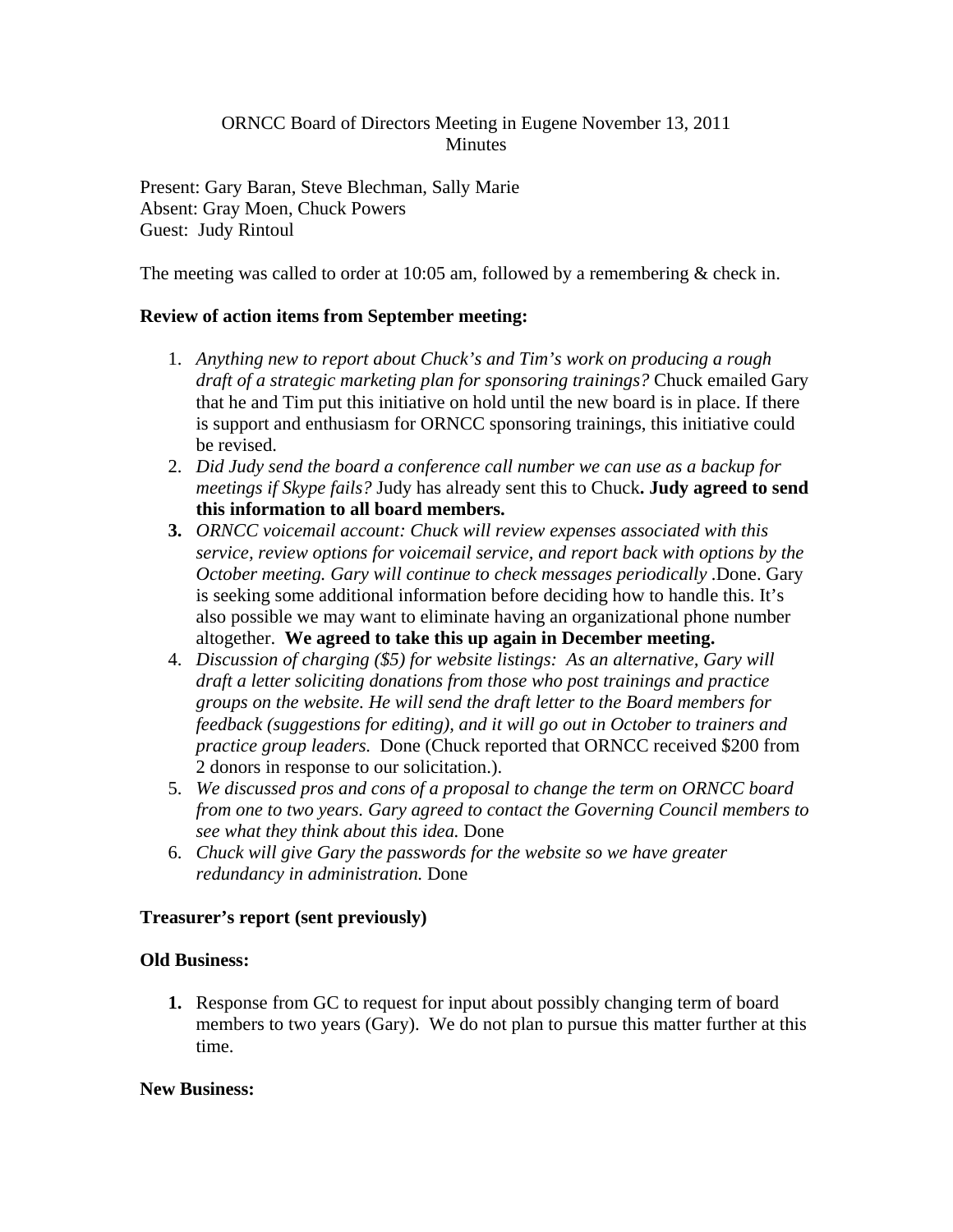ORNCC Board of Directors Meeting in Eugene November 13, 2011
Minutes

Present: Gary Baran, Steve Blechman, Sally Marie
Absent: Gray Moen, Chuck Powers
Guest: Judy Rintoul

The meeting was called to order at 10:05 am, followed by a remembering & check in.

**Review of action items from September meeting:**

1. *Anything new to report about Chuck's and Tim's work on producing a rough draft of a strategic marketing plan for sponsoring trainings?* Chuck emailed Gary that he and Tim put this initiative on hold until the new board is in place. If there is support and enthusiasm for ORNCC sponsoring trainings, this initiative could be revised.
2. *Did Judy send the board a conference call number we can use as a backup for meetings if Skype fails?* Judy has already sent this to Chuck**. Judy agreed to send this information to all board members.**
3. *ORNCC voicemail account: Chuck will review expenses associated with this service, review options for voicemail service, and report back with options by the October meeting. Gary will continue to check messages periodically* .Done. Gary is seeking some additional information before deciding how to handle this. It's also possible we may want to eliminate having an organizational phone number altogether. **We agreed to take this up again in December meeting.**
4. *Discussion of charging ($5) for website listings: As an alternative, Gary will draft a letter soliciting donations from those who post trainings and practice groups on the website. He will send the draft letter to the Board members for feedback (suggestions for editing), and it will go out in October to trainers and practice group leaders.* Done (Chuck reported that ORNCC received $200 from 2 donors in response to our solicitation.).
5. *We discussed pros and cons of a proposal to change the term on ORNCC board from one to two years. Gary agreed to contact the Governing Council members to see what they think about this idea.* Done
6. *Chuck will give Gary the passwords for the website so we have greater redundancy in administration.* Done

**Treasurer's report (sent previously)**

**Old Business:**

1. Response from GC to request for input about possibly changing term of board members to two years (Gary). We do not plan to pursue this matter further at this time.

**New Business:**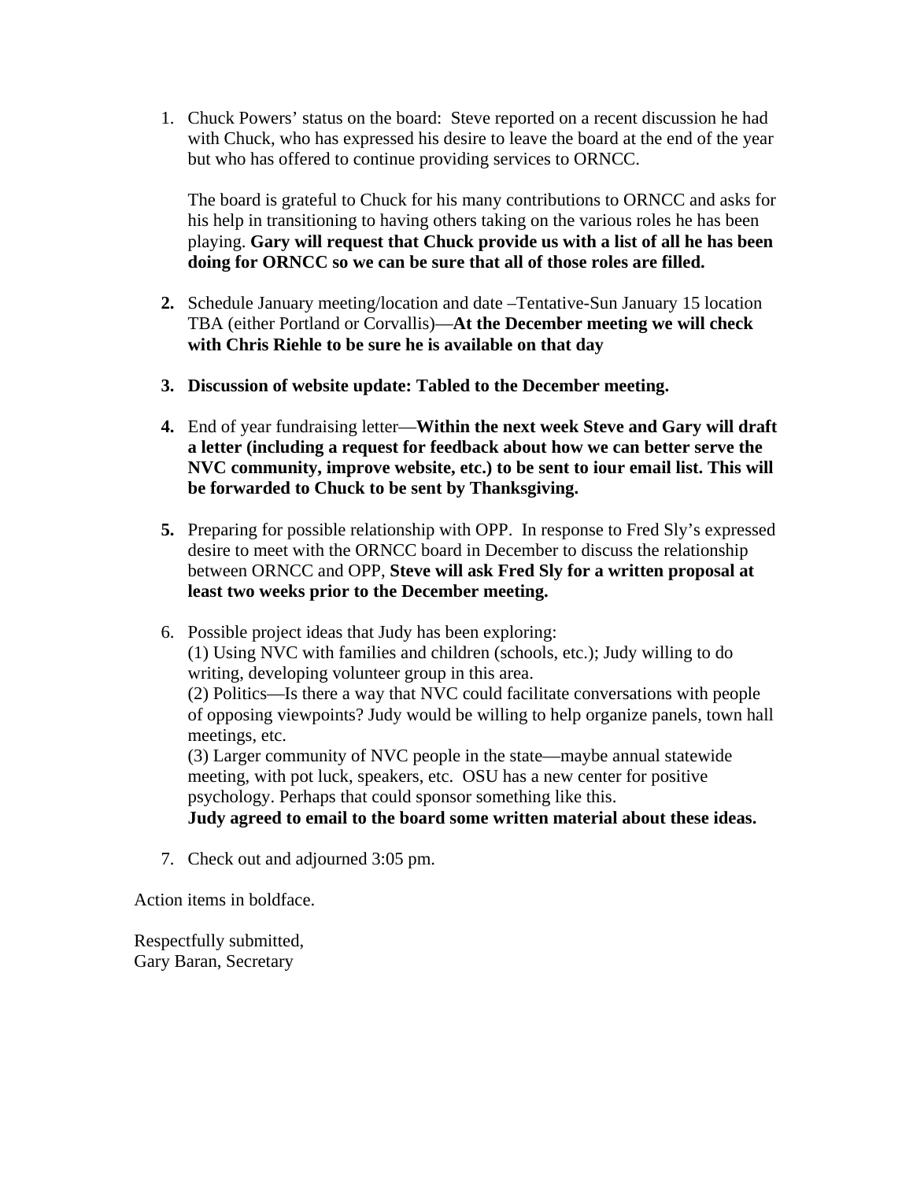1. Chuck Powers' status on the board: Steve reported on a recent discussion he had with Chuck, who has expressed his desire to leave the board at the end of the year but who has offered to continue providing services to ORNCC.

   The board is grateful to Chuck for his many contributions to ORNCC and asks for his help in transitioning to having others taking on the various roles he has been playing. **Gary will request that Chuck provide us with a list of all he has been doing for ORNCC so we can be sure that all of those roles are filled.**

2. Schedule January meeting/location and date –Tentative-Sun January 15 location TBA (either Portland or Corvallis)—**At the December meeting we will check with Chris Riehle to be sure he is available on that day**

3. **Discussion of website update: Tabled to the December meeting.**

4. End of year fundraising letter—**Within the next week Steve and Gary will draft a letter (including a request for feedback about how we can better serve the NVC community, improve website, etc.) to be sent to iour email list. This will be forwarded to Chuck to be sent by Thanksgiving.**

5. Preparing for possible relationship with OPP. In response to Fred Sly's expressed desire to meet with the ORNCC board in December to discuss the relationship between ORNCC and OPP, **Steve will ask Fred Sly for a written proposal at least two weeks prior to the December meeting.**

6. Possible project ideas that Judy has been exploring:
   (1) Using NVC with families and children (schools, etc.); Judy willing to do writing, developing volunteer group in this area.
   (2) Politics—Is there a way that NVC could facilitate conversations with people of opposing viewpoints? Judy would be willing to help organize panels, town hall meetings, etc.
   (3) Larger community of NVC people in the state—maybe annual statewide meeting, with pot luck, speakers, etc. OSU has a new center for positive psychology. Perhaps that could sponsor something like this.
   **Judy agreed to email to the board some written material about these ideas.**

7. Check out and adjourned 3:05 pm.

Action items in boldface.

Respectfully submitted,
Gary Baran, Secretary